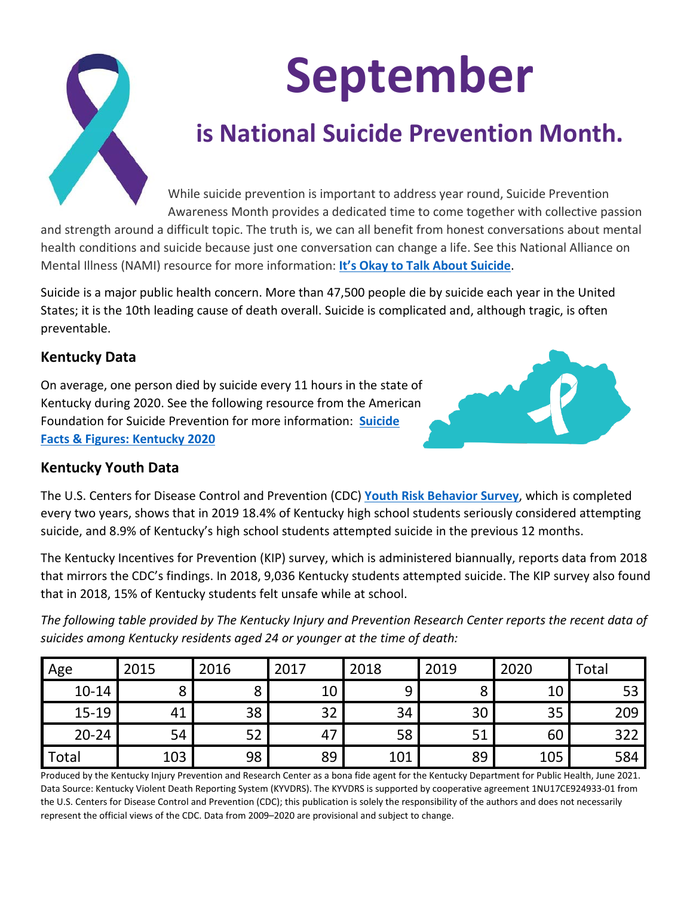# September

## is National Suicide Prevention Month.

While suicide prevention is important to address year round, Suicide Prevention Awareness Month provides a dedicated time to come together with collective passion and strength around a difficult topic. The truth is, we can all benefit from honest conversations about mental health conditions and suicide because just one conversation can change a life. See this National Alliance on Mental Illness (NAMI) resource for more information: **It's Okay to Talk About Suicide**.

Suicide is a major public health concern. More than 47,500 people die by suicide each year in the United States; it is the 10th leading cause of death overall. Suicide is complicated and, although tragic, is often preventable.

### Kentucky Data

On average, one person died by suicide every 11 hours in the state of Kentucky during 2020. See the following resource from the American Foundation for Suicide Prevention for more information: **Suicide Facts & Figures: Kentucky 2020**

### Kentucky Youth Data

The U.S. Centers for Disease Control and Prevention (CDC) **Youth Risk Behavior Survey**, which is completed every two years, shows that in 2019 18.4% of Kentucky high school students seriously considered attempting suicide, and 8.9% of Kentucky's high school students attempted suicide in the previous 12 months.

The Kentucky Incentives for Prevention (KIP) survey, which is administered biannually, reports data from 2018 that mirrors the CDC's findings. In 2018, 9,036 Kentucky students attempted suicide. The KIP survey also found that in 2018, 15% of Kentucky students felt unsafe while at school.

*The following table provided by The Kentucky Injury and Prevention Research Center reports the recent data of suicides among Kentucky residents aged 24 or younger at the time of death:*

| Age | 2015 | 2016 | 2017 | 2018 | 2019 | 2020 | Total |
|---|---|---|---|---|---|---|---|
| 10-14 | 8 | 8 | 10 | 9 | 8 | 10 | 53 |
| 15-19 | 41 | 38 | 32 | 34 | 30 | 35 | 209 |
| 20-24 | 54 | 52 | 47 | 58 | 51 | 60 | 322 |
| Total | 103 | 98 | 89 | 101 | 89 | 105 | 584 |

Produced by the Kentucky Injury Prevention and Research Center as a bona fide agent for the Kentucky Department for Public Health, June 2021. Data Source: Kentucky Violent Death Reporting System (KYVDRS). The KYVDRS is supported by cooperative agreement 1NU17CE924933-01 from the U.S. Centers for Disease Control and Prevention (CDC); this publication is solely the responsibility of the authors and does not necessarily represent the official views of the CDC. Data from 2009–2020 are provisional and subject to change.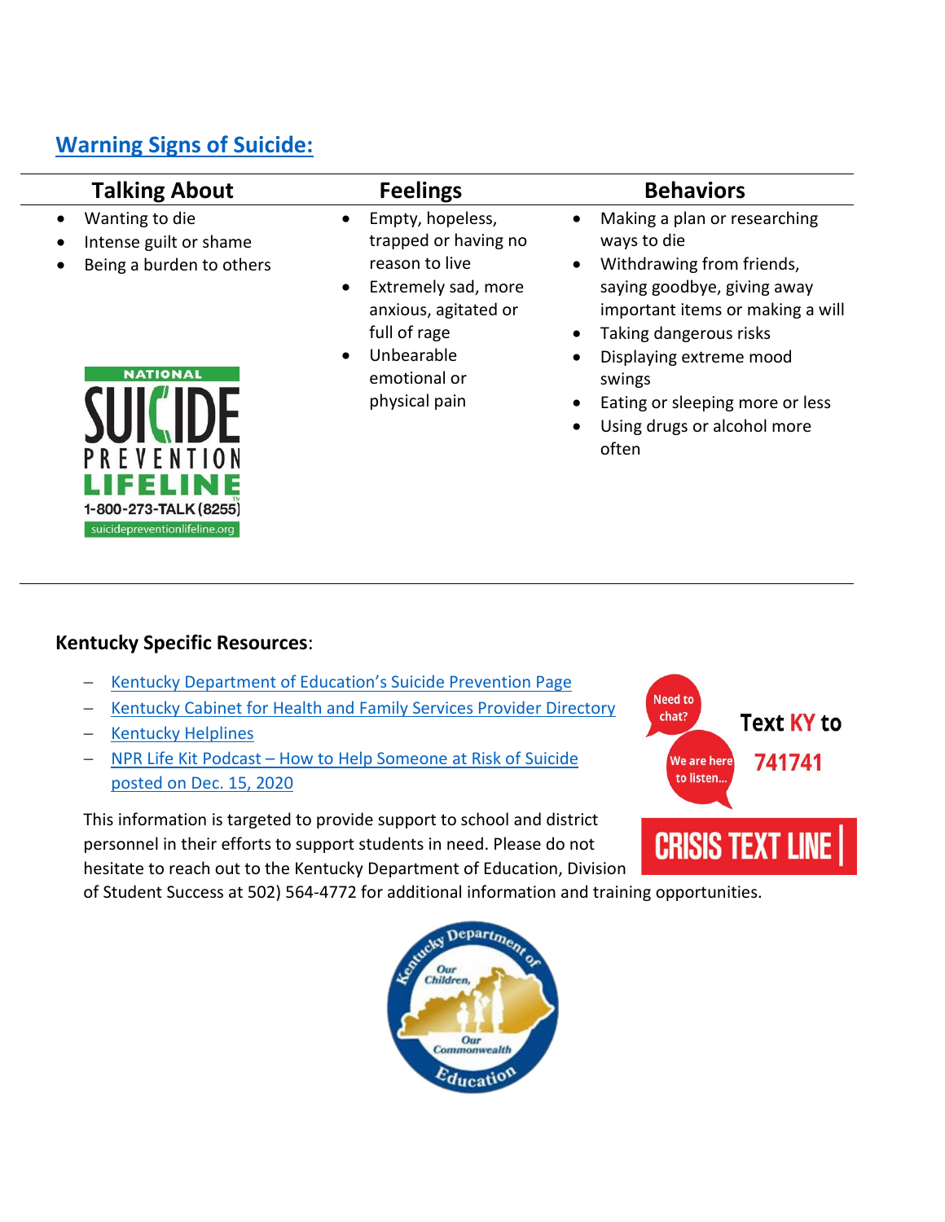## Warning Signs of Suicide:

| Talking About | Feelings | Behaviors |
|---|---|---|
| • Wanting to die<br>• Intense guilt or shame<br>• Being a burden to others | • Empty, hopeless, trapped or having no reason to live<br>• Extremely sad, more anxious, agitated or full of rage<br>• Unbearable emotional or physical pain | • Making a plan or researching ways to die<br>• Withdrawing from friends, saying goodbye, giving away important items or making a will<br>• Taking dangerous risks<br>• Displaying extreme mood swings<br>• Eating or sleeping more or less<br>• Using drugs or alcohol more often |

NATIONAL SUICIDE PREVENTION LIFELINE
1-800-273-TALK (8255)
suicidepreventionlifeline.org

**Kentucky Specific Resources**:

- Kentucky Department of Education's Suicide Prevention Page
- Kentucky Cabinet for Health and Family Services Provider Directory
- Kentucky Helplines
- NPR Life Kit Podcast – How to Help Someone at Risk of Suicide posted on Dec. 15, 2020

Need to chat? We are here to listen... Text KY to 741741
CRISIS TEXT LINE

This information is targeted to provide support to school and district personnel in their efforts to support students in need. Please do not hesitate to reach out to the Kentucky Department of Education, Division of Student Success at 502) 564-4772 for additional information and training opportunities.

Kentucky Department of Education — Our Children, Our Commonwealth